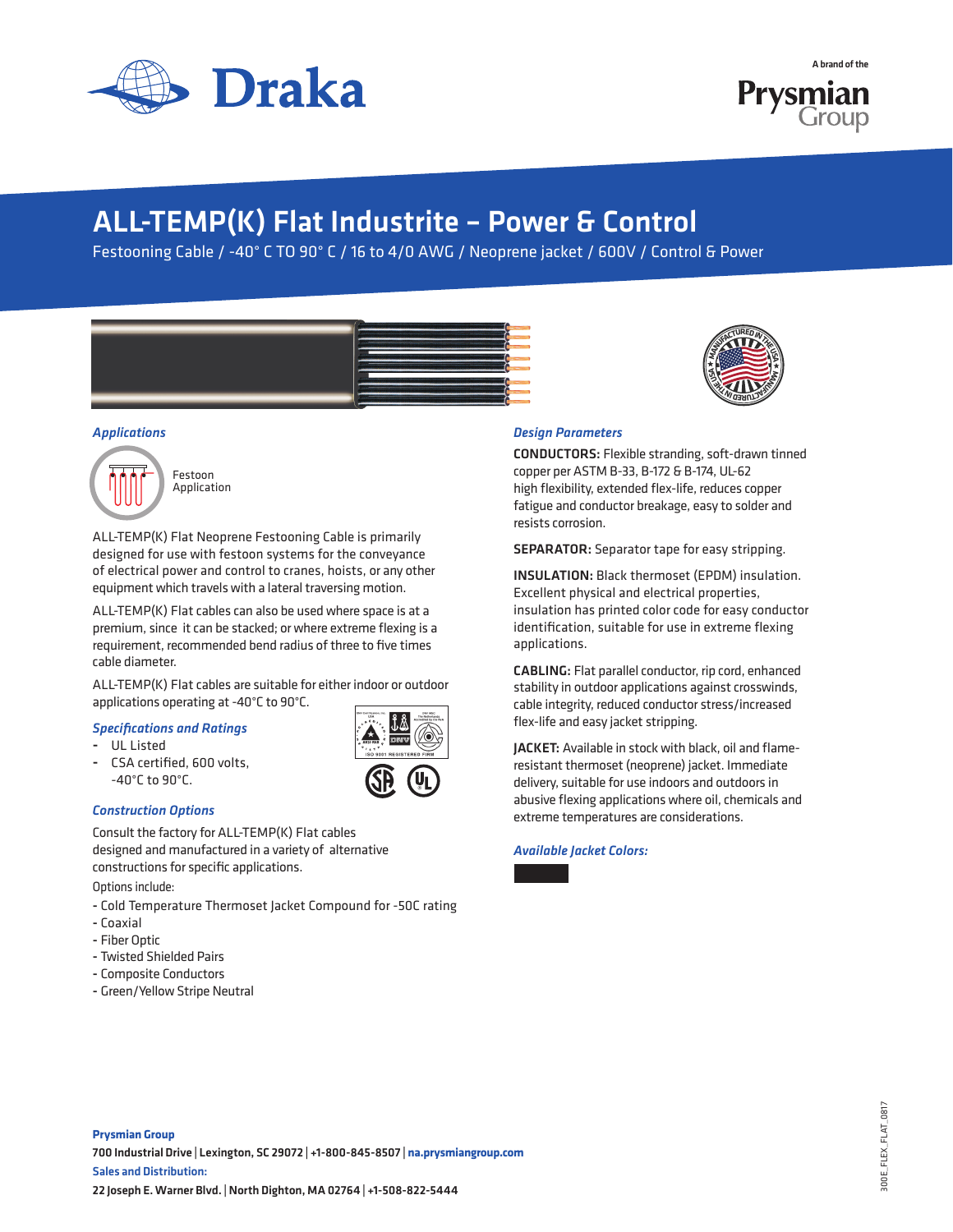# ALL-TEMP(K) Flat Industrite – Power & Control

Festooning Cable / -40° C TO 90° C / 16 to 4/0 AWG / Neoprene jacket / 600V / Control & Power

## *Applications*

Festoon Application

ALL-TEMP(K) Flat Neoprene Festooning Cable is primarily designed for use with festoon systems for the conveyance of electrical power and control to cranes, hoists, or any other equipment which travels with a lateral traversing motion.

ALL-TEMP(K) Flat cables can also be used where space is at a premium, since it can be stacked; or where extreme flexing is a requirement, recommended bend radius of three to five times cable diameter.

ALL-TEMP(K) Flat cables are suitable for either indoor or outdoor applications operating at -40°C to 90°C.

## *Specifications and Ratings*

- UL Listed
- CSA certified, 600 volts, -40°C to 90°C.

## *Construction Options*

Consult the factory for ALL-TEMP(K) Flat cables designed and manufactured in a variety of alternative constructions for specific applications.

Options include:

- Cold Temperature Thermoset Jacket Compound for -50C rating
- Coaxial
- Fiber Optic
- Twisted Shielded Pairs
- Composite Conductors
- Green/Yellow Stripe Neutral

## *Design Parameters*

**CONDUCTORS:** Flexible stranding, soft-drawn tinned copper per ASTM B-33, B-172 & B-174, UL-62 high flexibility, extended flex-life, reduces copper fatigue and conductor breakage, easy to solder and resists corrosion.

**SEPARATOR:** Separator tape for easy stripping.

**INSULATION:** Black thermoset (EPDM) insulation. Excellent physical and electrical properties, insulation has printed color code for easy conductor identification, suitable for use in extreme flexing applications.

**CABLING:** Flat parallel conductor, rip cord, enhanced stability in outdoor applications against crosswinds, cable integrity, reduced conductor stress/increased flex-life and easy jacket stripping.

**JACKET:** Available in stock with black, oil and flame-resistant thermoset (neoprene) jacket. Immediate delivery, suitable for use indoors and outdoors in abusive flexing applications where oil, chemicals and extreme temperatures are considerations.

## *Available Jacket Colors:*

**Prysmian Group**

**700 Industrial Drive | Lexington, SC 29072 | +1-800-845-8507 | na.prysmiangroup.com**

**Sales and Distribution:**

**22 Joseph E. Warner Blvd. | North Dighton, MA 02764 | +1-508-822-5444**

300E_FLEX_FLAT_0817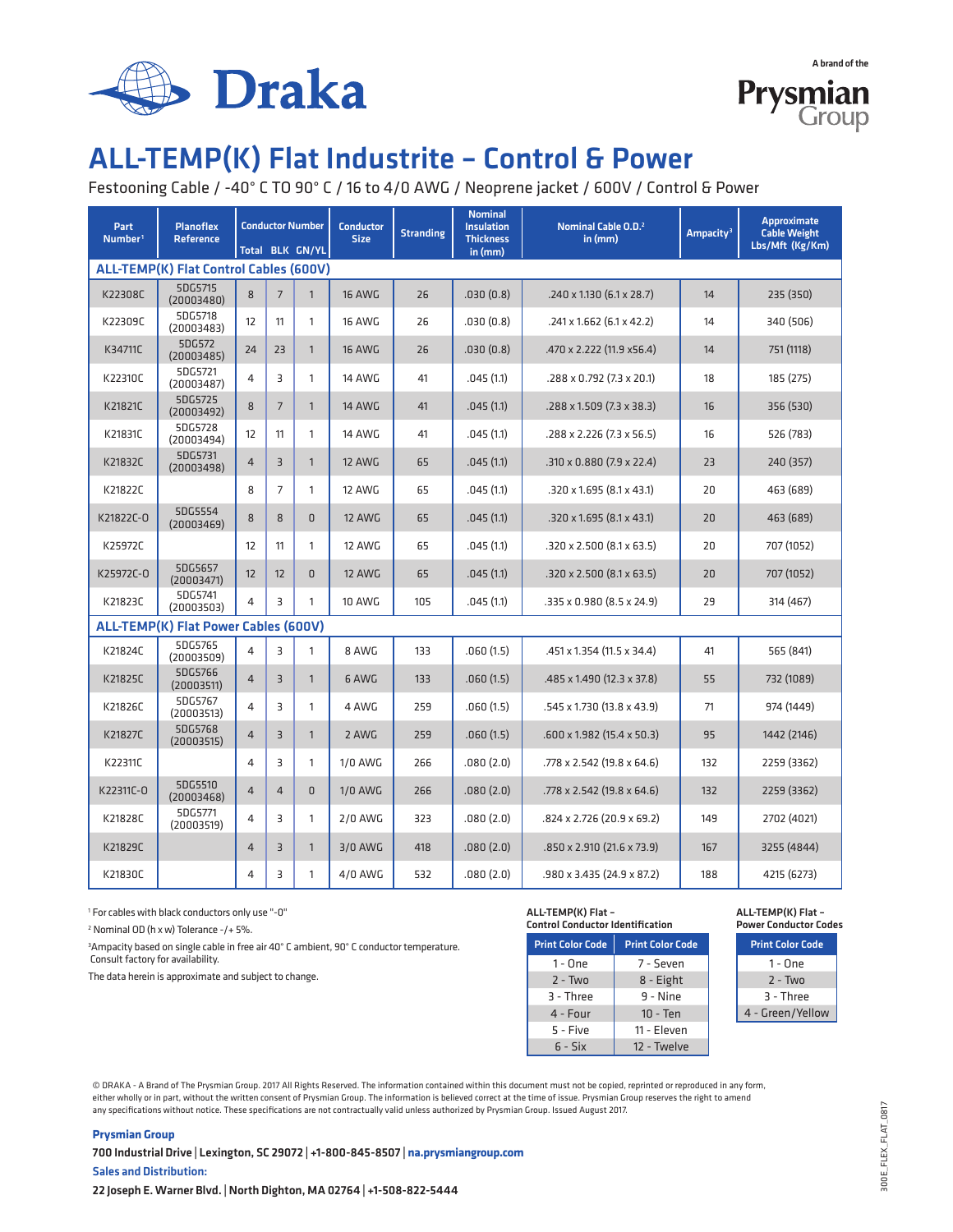Draka

A brand of the Prysmian Group

# ALL-TEMP(K) Flat Industrite – Control & Power

Festooning Cable / -40° C TO 90° C / 16 to 4/0 AWG / Neoprene jacket / 600V / Control & Power

| Part Number[1] | Planoflex Reference | Conductor Number | | | Conductor Size | Stranding | Nominal Insulation Thickness in (mm) | Nominal Cable O.D.[2] in (mm) | Ampacity[3] | Approximate Cable Weight Lbs/Mft (Kg/Km) |
|---|---|---|---|---|---|---|---|---|---|---|
| | | Total | BLK | GN/YL | | | | | | |
| **ALL-TEMP(K) Flat Control Cables (600V)** | | | | | | | | | | |
| K22308C | 5DG5715 (20003480) | 8 | 7 | 1 | 16 AWG | 26 | .030 (0.8) | .240 x 1.130 (6.1 x 28.7) | 14 | 235 (350) |
| K22309C | 5DG5718 (20003483) | 12 | 11 | 1 | 16 AWG | 26 | .030 (0.8) | .241 x 1.662 (6.1 x 42.2) | 14 | 340 (506) |
| K34711C | 5DG572 (20003485) | 24 | 23 | 1 | 16 AWG | 26 | .030 (0.8) | .470 x 2.222 (11.9 x56.4) | 14 | 751 (1118) |
| K22310C | 5DG5721 (20003487) | 4 | 3 | 1 | 14 AWG | 41 | .045 (1.1) | .288 x 0.792 (7.3 x 20.1) | 18 | 185 (275) |
| K21821C | 5DG5725 (20003492) | 8 | 7 | 1 | 14 AWG | 41 | .045 (1.1) | .288 x 1.509 (7.3 x 38.3) | 16 | 356 (530) |
| K21831C | 5DG5728 (20003494) | 12 | 11 | 1 | 14 AWG | 41 | .045 (1.1) | .288 x 2.226 (7.3 x 56.5) | 16 | 526 (783) |
| K21832C | 5DG5731 (20003498) | 4 | 3 | 1 | 12 AWG | 65 | .045 (1.1) | .310 x 0.880 (7.9 x 22.4) | 23 | 240 (357) |
| K21822C | | 8 | 7 | 1 | 12 AWG | 65 | .045 (1.1) | .320 x 1.695 (8.1 x 43.1) | 20 | 463 (689) |
| K21822C-O | 5DG5554 (20003469) | 8 | 8 | 0 | 12 AWG | 65 | .045 (1.1) | .320 x 1.695 (8.1 x 43.1) | 20 | 463 (689) |
| K25972C | | 12 | 11 | 1 | 12 AWG | 65 | .045 (1.1) | .320 x 2.500 (8.1 x 63.5) | 20 | 707 (1052) |
| K25972C-O | 5DG5657 (20003471) | 12 | 12 | 0 | 12 AWG | 65 | .045 (1.1) | .320 x 2.500 (8.1 x 63.5) | 20 | 707 (1052) |
| K21823C | 5DG5741 (20003503) | 4 | 3 | 1 | 10 AWG | 105 | .045 (1.1) | .335 x 0.980 (8.5 x 24.9) | 29 | 314 (467) |
| **ALL-TEMP(K) Flat Power Cables (600V)** | | | | | | | | | | |
| K21824C | 5DG5765 (20003509) | 4 | 3 | 1 | 8 AWG | 133 | .060 (1.5) | .451 x 1.354 (11.5 x 34.4) | 41 | 565 (841) |
| K21825C | 5DG5766 (20003511) | 4 | 3 | 1 | 6 AWG | 133 | .060 (1.5) | .485 x 1.490 (12.3 x 37.8) | 55 | 732 (1089) |
| K21826C | 5DG5767 (20003513) | 4 | 3 | 1 | 4 AWG | 259 | .060 (1.5) | .545 x 1.730 (13.8 x 43.9) | 71 | 974 (1449) |
| K21827C | 5DG5768 (20003515) | 4 | 3 | 1 | 2 AWG | 259 | .060 (1.5) | .600 x 1.982 (15.4 x 50.3) | 95 | 1442 (2146) |
| K22311C | | 4 | 3 | 1 | 1/0 AWG | 266 | .080 (2.0) | .778 x 2.542 (19.8 x 64.6) | 132 | 2259 (3362) |
| K22311C-O | 5DG5510 (20003468) | 4 | 4 | 0 | 1/0 AWG | 266 | .080 (2.0) | .778 x 2.542 (19.8 x 64.6) | 132 | 2259 (3362) |
| K21828C | 5DG5771 (20003519) | 4 | 3 | 1 | 2/0 AWG | 323 | .080 (2.0) | .824 x 2.726 (20.9 x 69.2) | 149 | 2702 (4021) |
| K21829C | | 4 | 3 | 1 | 3/0 AWG | 418 | .080 (2.0) | .850 x 2.910 (21.6 x 73.9) | 167 | 3255 (4844) |
| K21830C | | 4 | 3 | 1 | 4/0 AWG | 532 | .080 (2.0) | .980 x 3.435 (24.9 x 87.2) | 188 | 4215 (6273) |

[1] For cables with black conductors only use "-O"

[2] Nominal OD (h x w) Tolerance -/+ 5%.

[3] Ampacity based on single cable in free air 40° C ambient, 90° C conductor temperature. Consult factory for availability.

The data herein is approximate and subject to change.

**ALL-TEMP(K) Flat – Control Conductor Identification**

| Print Color Code | Print Color Code |
|---|---|
| 1 - One | 7 - Seven |
| 2 - Two | 8 - Eight |
| 3 - Three | 9 - Nine |
| 4 - Four | 10 - Ten |
| 5 - Five | 11 - Eleven |
| 6 - Six | 12 - Twelve |

**ALL-TEMP(K) Flat – Power Conductor Codes**

| Print Color Code |
|---|
| 1 - One |
| 2 - Two |
| 3 - Three |
| 4 - Green/Yellow |

© DRAKA - A Brand of The Prysmian Group. 2017 All Rights Reserved. The information contained within this document must not be copied, reprinted or reproduced in any form, either wholly or in part, without the written consent of Prysmian Group. The information is believed correct at the time of issue. Prysmian Group reserves the right to amend any specifications without notice. These specifications are not contractually valid unless authorized by Prysmian Group. Issued August 2017.

**Prysmian Group**

**700 Industrial Drive | Lexington, SC 29072 | +1-800-845-8507 | na.prysmiangroup.com**

**Sales and Distribution:**

**22 Joseph E. Warner Blvd. | North Dighton, MA 02764 | +1-508-822-5444**

300E_FLEX_FLAT_0817